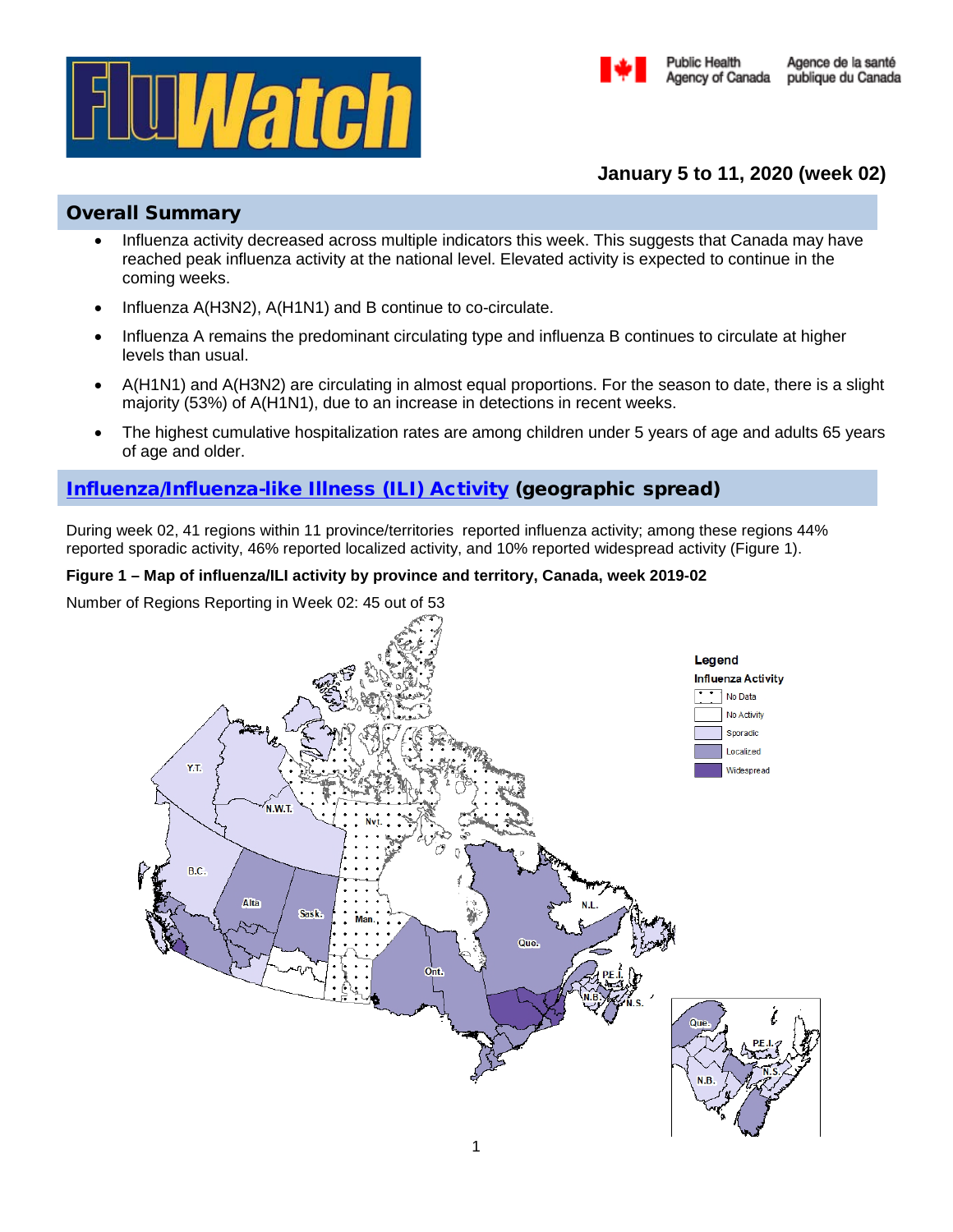FluWatch

Public Health Agency of Canada / Agence de la santé publique du Canada

**January 5 to 11, 2020 (week 02)**

## Overall Summary

- Influenza activity decreased across multiple indicators this week. This suggests that Canada may have reached peak influenza activity at the national level. Elevated activity is expected to continue in the coming weeks.
- Influenza A(H3N2), A(H1N1) and B continue to co-circulate.
- Influenza A remains the predominant circulating type and influenza B continues to circulate at higher levels than usual.
- A(H1N1) and A(H3N2) are circulating in almost equal proportions. For the season to date, there is a slight majority (53%) of A(H1N1), due to an increase in detections in recent weeks.
- The highest cumulative hospitalization rates are among children under 5 years of age and adults 65 years of age and older.

## Influenza/Influenza-like Illness (ILI) Activity (geographic spread)

During week 02, 41 regions within 11 province/territories reported influenza activity; among these regions 44% reported sporadic activity, 46% reported localized activity, and 10% reported widespread activity (Figure 1).

**Figure 1 – Map of influenza/ILI activity by province and territory, Canada, week 2019-02**

Number of Regions Reporting in Week 02: 45 out of 53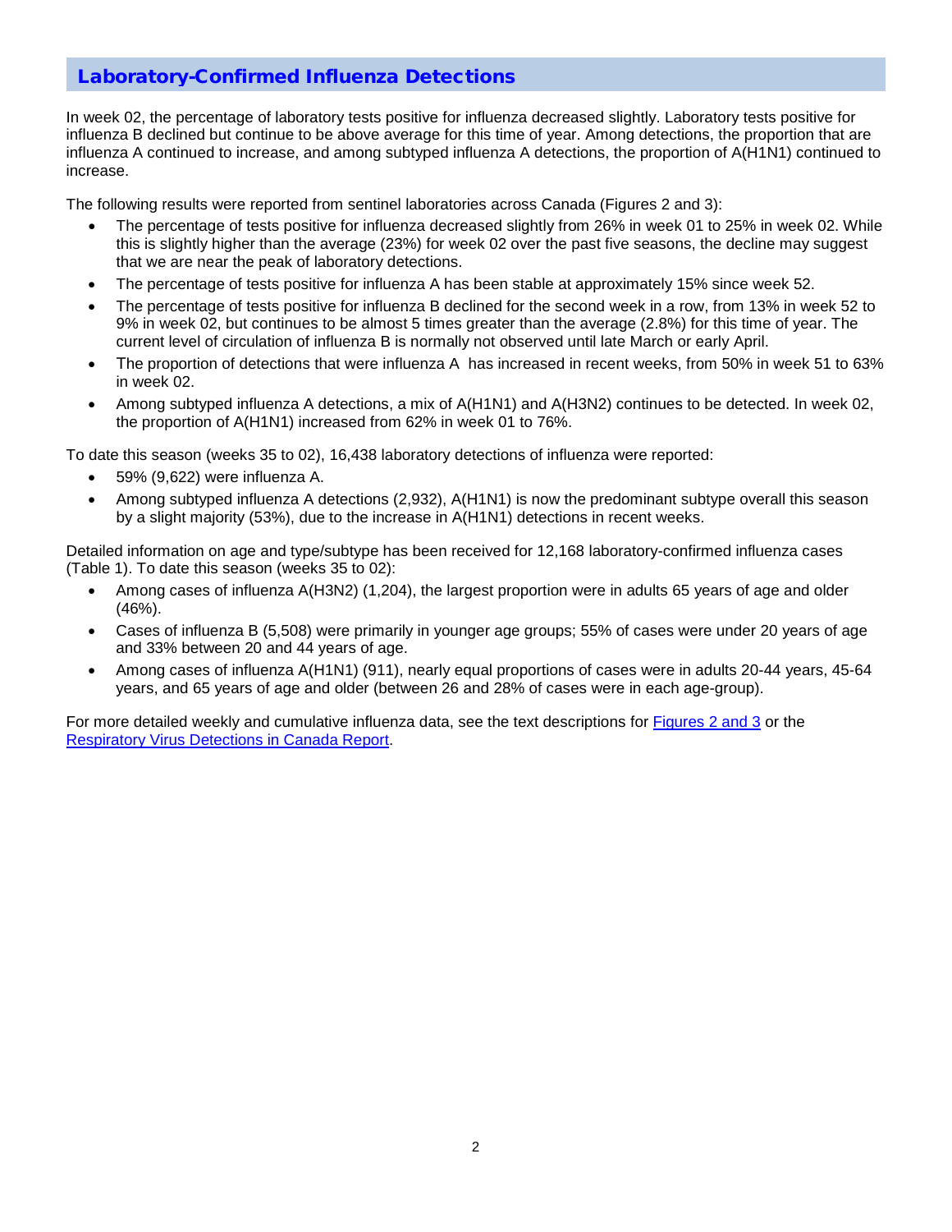## Laboratory-Confirmed Influenza Detections

In week 02, the percentage of laboratory tests positive for influenza decreased slightly. Laboratory tests positive for influenza B declined but continue to be above average for this time of year. Among detections, the proportion that are influenza A continued to increase, and among subtyped influenza A detections, the proportion of A(H1N1) continued to increase.

The following results were reported from sentinel laboratories across Canada (Figures 2 and 3):

- The percentage of tests positive for influenza decreased slightly from 26% in week 01 to 25% in week 02. While this is slightly higher than the average (23%) for week 02 over the past five seasons, the decline may suggest that we are near the peak of laboratory detections.
- The percentage of tests positive for influenza A has been stable at approximately 15% since week 52.
- The percentage of tests positive for influenza B declined for the second week in a row, from 13% in week 52 to 9% in week 02, but continues to be almost 5 times greater than the average (2.8%) for this time of year. The current level of circulation of influenza B is normally not observed until late March or early April.
- The proportion of detections that were influenza A has increased in recent weeks, from 50% in week 51 to 63% in week 02.
- Among subtyped influenza A detections, a mix of A(H1N1) and A(H3N2) continues to be detected. In week 02, the proportion of A(H1N1) increased from 62% in week 01 to 76%.

To date this season (weeks 35 to 02), 16,438 laboratory detections of influenza were reported:

- 59% (9,622) were influenza A.
- Among subtyped influenza A detections (2,932), A(H1N1) is now the predominant subtype overall this season by a slight majority (53%), due to the increase in A(H1N1) detections in recent weeks.

Detailed information on age and type/subtype has been received for 12,168 laboratory-confirmed influenza cases (Table 1). To date this season (weeks 35 to 02):

- Among cases of influenza A(H3N2) (1,204), the largest proportion were in adults 65 years of age and older (46%).
- Cases of influenza B (5,508) were primarily in younger age groups; 55% of cases were under 20 years of age and 33% between 20 and 44 years of age.
- Among cases of influenza A(H1N1) (911), nearly equal proportions of cases were in adults 20-44 years, 45-64 years, and 65 years of age and older (between 26 and 28% of cases were in each age-group).

For more detailed weekly and cumulative influenza data, see the text descriptions for Figures 2 and 3 or the Respiratory Virus Detections in Canada Report.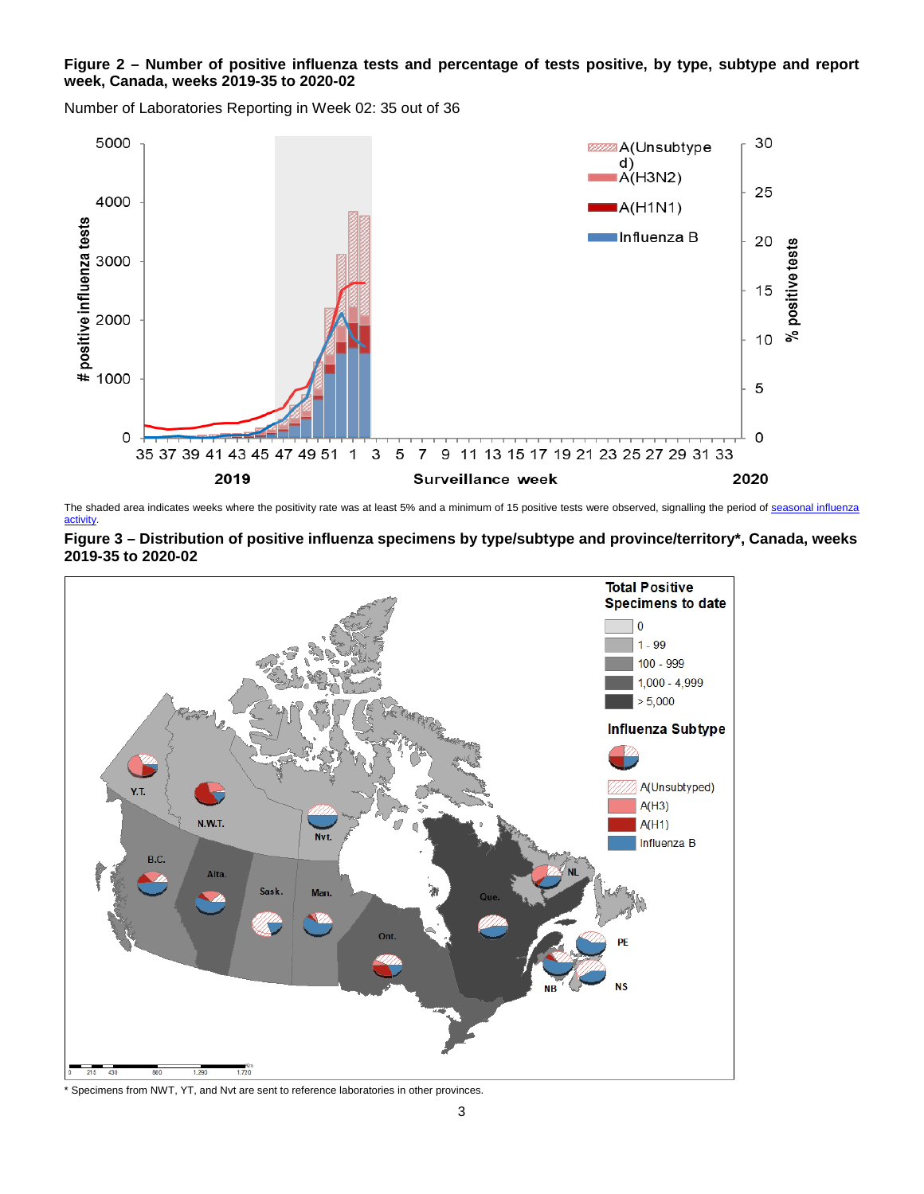**Figure 2 – Number of positive influenza tests and percentage of tests positive, by type, subtype and report week, Canada, weeks 2019-35 to 2020-02**

Number of Laboratories Reporting in Week 02: 35 out of 36

The shaded area indicates weeks where the positivity rate was at least 5% and a minimum of 15 positive tests were observed, signalling the period of seasonal influenza activity.

**Figure 3 – Distribution of positive influenza specimens by type/subtype and province/territory*, Canada, weeks 2019-35 to 2020-02**

\* Specimens from NWT, YT, and Nvt are sent to reference laboratories in other provinces.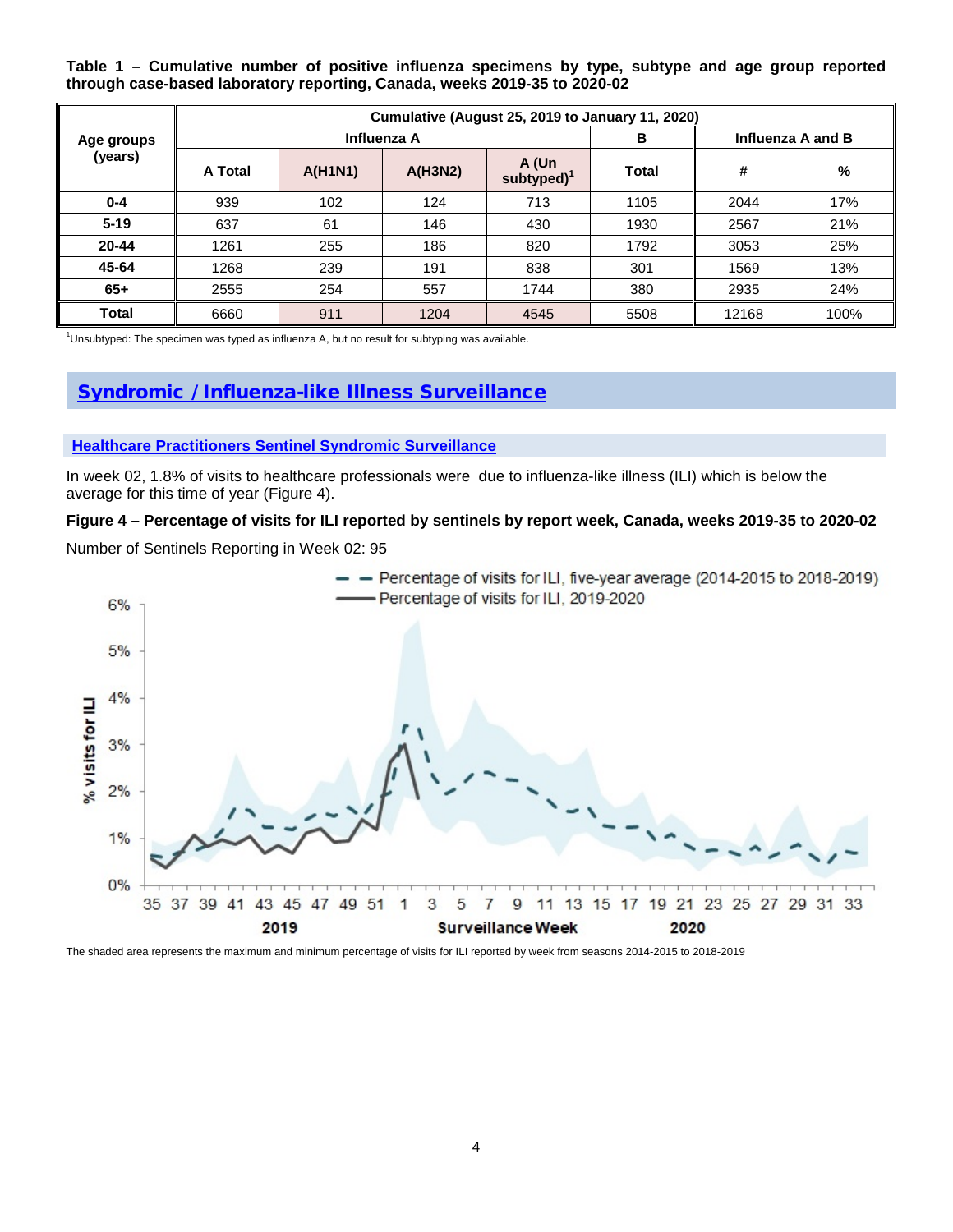**Table 1 – Cumulative number of positive influenza specimens by type, subtype and age group reported through case-based laboratory reporting, Canada, weeks 2019-35 to 2020-02**

| Age groups (years) | Cumulative (August 25, 2019 to January 11, 2020) | | | | | | |
|---|---|---|---|---|---|---|---|
| | Influenza A | | | | B | Influenza A and B | |
| | A Total | A(H1N1) | A(H3N2) | A (Un subtyped)[1] | Total | # | % |
| 0-4 | 939 | 102 | 124 | 713 | 1105 | 2044 | 17% |
| 5-19 | 637 | 61 | 146 | 430 | 1930 | 2567 | 21% |
| 20-44 | 1261 | 255 | 186 | 820 | 1792 | 3053 | 25% |
| 45-64 | 1268 | 239 | 191 | 838 | 301 | 1569 | 13% |
| 65+ | 2555 | 254 | 557 | 1744 | 380 | 2935 | 24% |
| Total | 6660 | 911 | 1204 | 4545 | 5508 | 12168 | 100% |

[1]Unsubtyped: The specimen was typed as influenza A, but no result for subtyping was available.

## Syndromic / Influenza-like Illness Surveillance

### Healthcare Practitioners Sentinel Syndromic Surveillance

In week 02, 1.8% of visits to healthcare professionals were due to influenza-like illness (ILI) which is below the average for this time of year (Figure 4).

**Figure 4 – Percentage of visits for ILI reported by sentinels by report week, Canada, weeks 2019-35 to 2020-02**

Number of Sentinels Reporting in Week 02: 95

The shaded area represents the maximum and minimum percentage of visits for ILI reported by week from seasons 2014-2015 to 2018-2019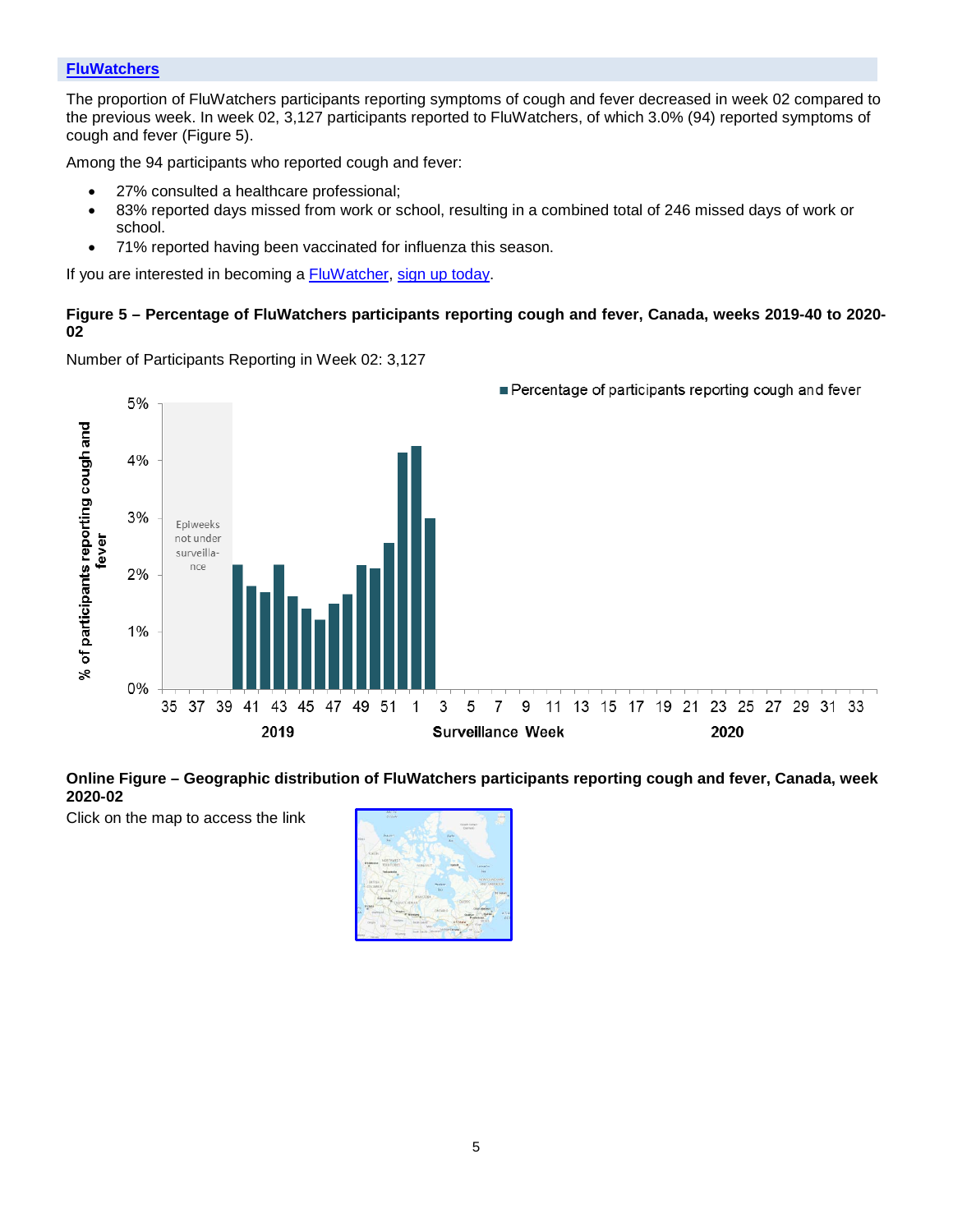## FluWatchers

The proportion of FluWatchers participants reporting symptoms of cough and fever decreased in week 02 compared to the previous week. In week 02, 3,127 participants reported to FluWatchers, of which 3.0% (94) reported symptoms of cough and fever (Figure 5).

Among the 94 participants who reported cough and fever:

- 27% consulted a healthcare professional;
- 83% reported days missed from work or school, resulting in a combined total of 246 missed days of work or school.
- 71% reported having been vaccinated for influenza this season.

If you are interested in becoming a FluWatcher, sign up today.

**Figure 5 – Percentage of FluWatchers participants reporting cough and fever, Canada, weeks 2019-40 to 2020-02**

Number of Participants Reporting in Week 02: 3,127

**Online Figure – Geographic distribution of FluWatchers participants reporting cough and fever, Canada, week 2020-02**

Click on the map to access the link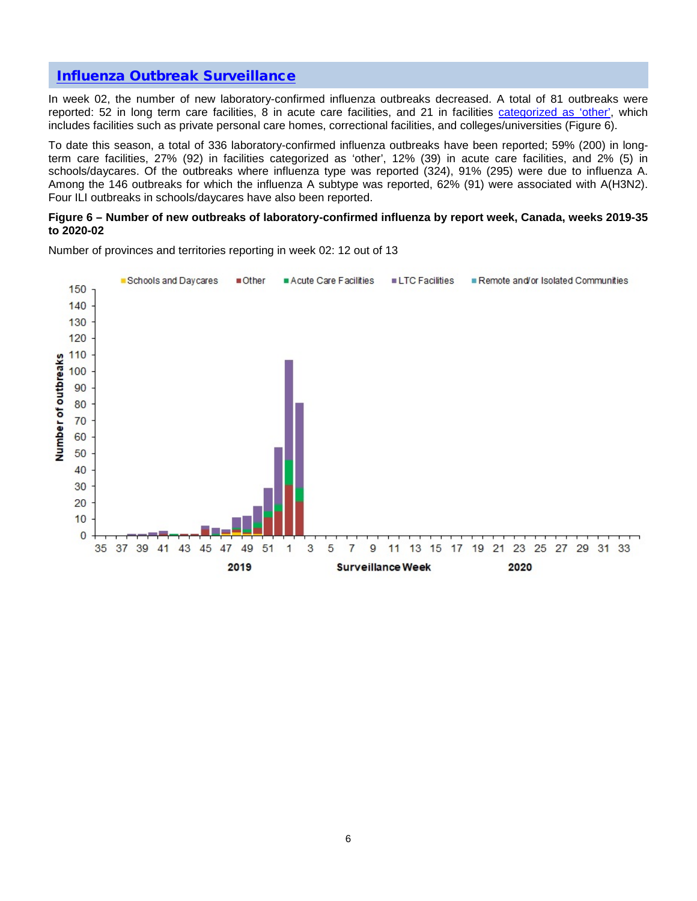## Influenza Outbreak Surveillance

In week 02, the number of new laboratory-confirmed influenza outbreaks decreased. A total of 81 outbreaks were reported: 52 in long term care facilities, 8 in acute care facilities, and 21 in facilities categorized as 'other', which includes facilities such as private personal care homes, correctional facilities, and colleges/universities (Figure 6).

To date this season, a total of 336 laboratory-confirmed influenza outbreaks have been reported; 59% (200) in long-term care facilities, 27% (92) in facilities categorized as 'other', 12% (39) in acute care facilities, and 2% (5) in schools/daycares. Of the outbreaks where influenza type was reported (324), 91% (295) were due to influenza A. Among the 146 outbreaks for which the influenza A subtype was reported, 62% (91) were associated with A(H3N2). Four ILI outbreaks in schools/daycares have also been reported.

**Figure 6 – Number of new outbreaks of laboratory-confirmed influenza by report week, Canada, weeks 2019-35 to 2020-02**

Number of provinces and territories reporting in week 02: 12 out of 13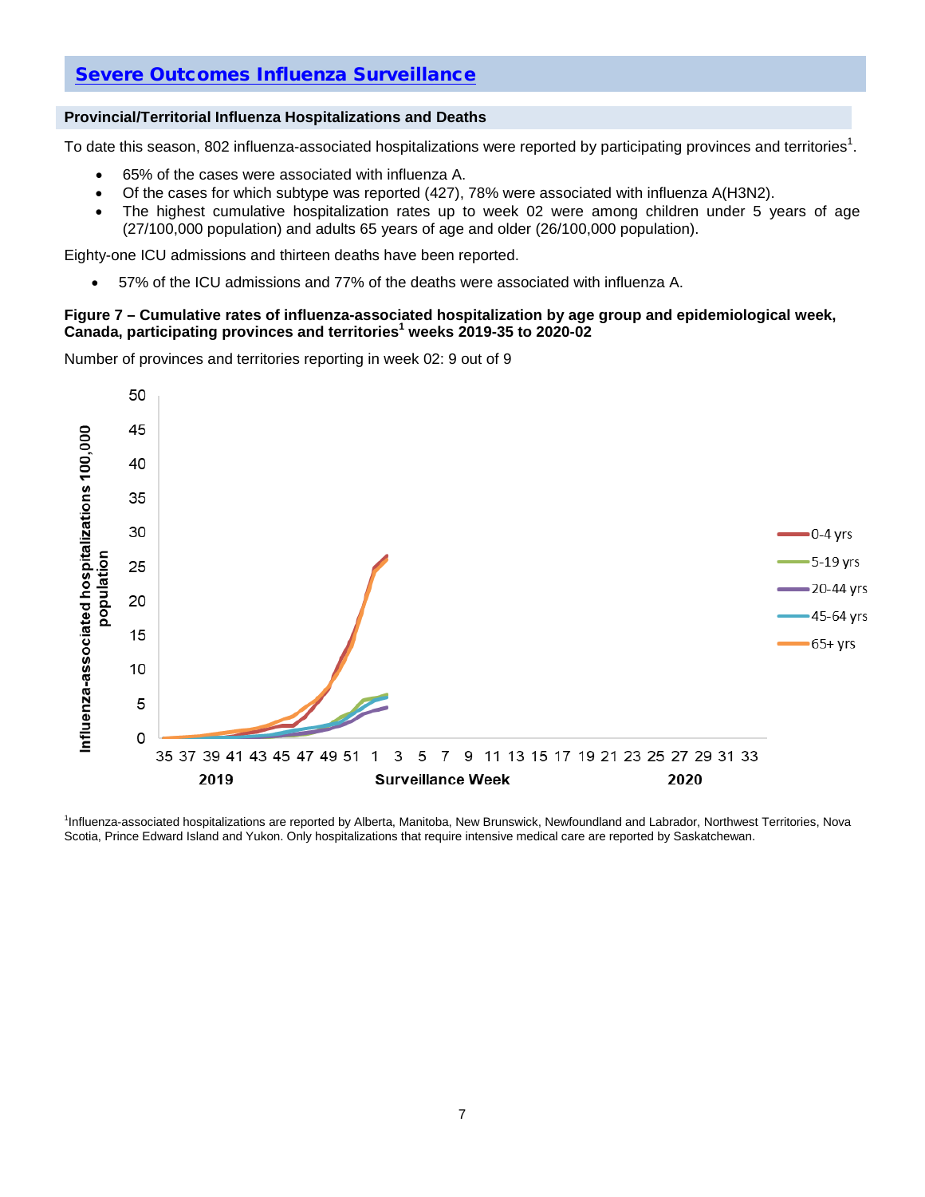## Severe Outcomes Influenza Surveillance

### Provincial/Territorial Influenza Hospitalizations and Deaths

To date this season, 802 influenza-associated hospitalizations were reported by participating provinces and territories[1].

- 65% of the cases were associated with influenza A.
- Of the cases for which subtype was reported (427), 78% were associated with influenza A(H3N2).
- The highest cumulative hospitalization rates up to week 02 were among children under 5 years of age (27/100,000 population) and adults 65 years of age and older (26/100,000 population).

Eighty-one ICU admissions and thirteen deaths have been reported.

- 57% of the ICU admissions and 77% of the deaths were associated with influenza A.

**Figure 7 – Cumulative rates of influenza-associated hospitalization by age group and epidemiological week, Canada, participating provinces and territories[1] weeks 2019-35 to 2020-02**

Number of provinces and territories reporting in week 02: 9 out of 9

[1]Influenza-associated hospitalizations are reported by Alberta, Manitoba, New Brunswick, Newfoundland and Labrador, Northwest Territories, Nova Scotia, Prince Edward Island and Yukon. Only hospitalizations that require intensive medical care are reported by Saskatchewan.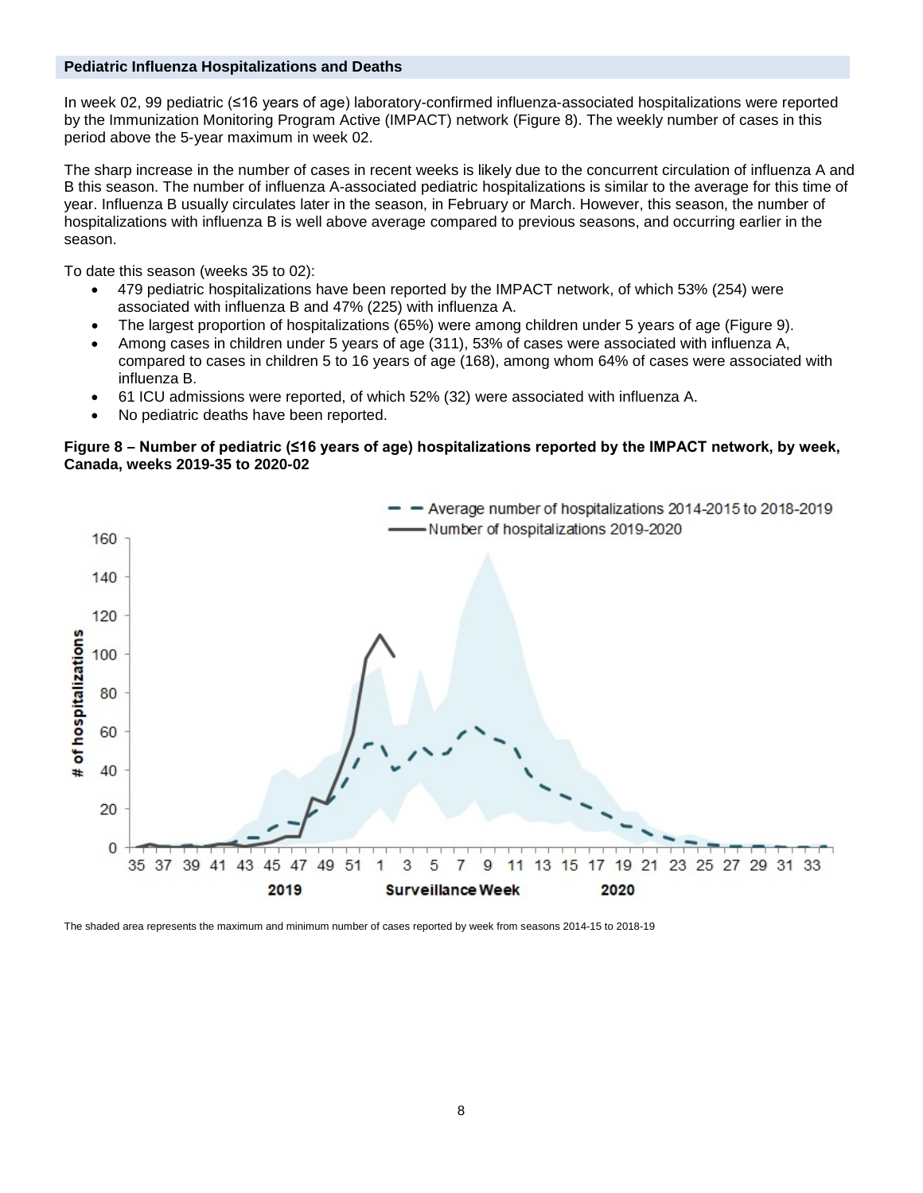## Pediatric Influenza Hospitalizations and Deaths

In week 02, 99 pediatric (≤16 years of age) laboratory-confirmed influenza-associated hospitalizations were reported by the Immunization Monitoring Program Active (IMPACT) network (Figure 8). The weekly number of cases in this period above the 5-year maximum in week 02.

The sharp increase in the number of cases in recent weeks is likely due to the concurrent circulation of influenza A and B this season. The number of influenza A-associated pediatric hospitalizations is similar to the average for this time of year. Influenza B usually circulates later in the season, in February or March. However, this season, the number of hospitalizations with influenza B is well above average compared to previous seasons, and occurring earlier in the season.

To date this season (weeks 35 to 02):

- 479 pediatric hospitalizations have been reported by the IMPACT network, of which 53% (254) were associated with influenza B and 47% (225) with influenza A.
- The largest proportion of hospitalizations (65%) were among children under 5 years of age (Figure 9).
- Among cases in children under 5 years of age (311), 53% of cases were associated with influenza A, compared to cases in children 5 to 16 years of age (168), among whom 64% of cases were associated with influenza B.
- 61 ICU admissions were reported, of which 52% (32) were associated with influenza A.
- No pediatric deaths have been reported.

**Figure 8 – Number of pediatric (≤16 years of age) hospitalizations reported by the IMPACT network, by week, Canada, weeks 2019-35 to 2020-02**

The shaded area represents the maximum and minimum number of cases reported by week from seasons 2014-15 to 2018-19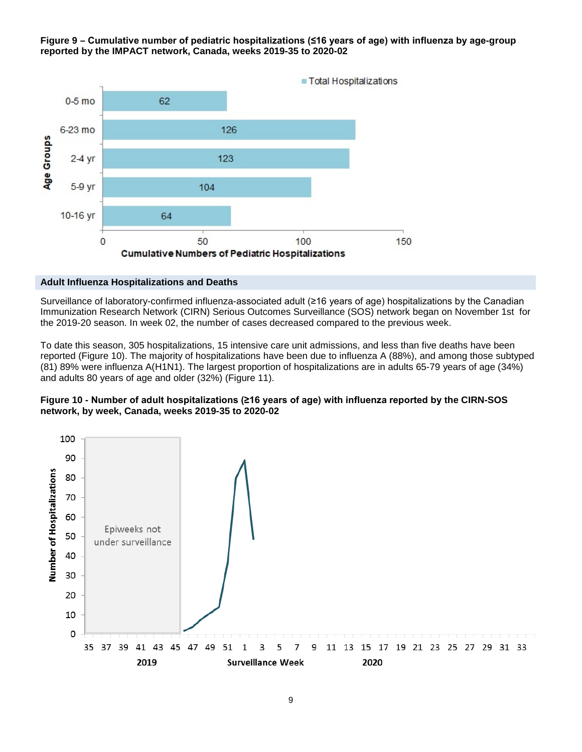**Figure 9 – Cumulative number of pediatric hospitalizations (≤16 years of age) with influenza by age-group reported by the IMPACT network, Canada, weeks 2019-35 to 2020-02**

| Age Groups | Total Hospitalizations |
|---|---|
| 0-5 mo | 62 |
| 6-23 mo | 126 |
| 2-4 yr | 123 |
| 5-9 yr | 104 |
| 10-16 yr | 64 |

## Adult Influenza Hospitalizations and Deaths

Surveillance of laboratory-confirmed influenza-associated adult (≥16 years of age) hospitalizations by the Canadian Immunization Research Network (CIRN) Serious Outcomes Surveillance (SOS) network began on November 1st for the 2019-20 season. In week 02, the number of cases decreased compared to the previous week.

To date this season, 305 hospitalizations, 15 intensive care unit admissions, and less than five deaths have been reported (Figure 10). The majority of hospitalizations have been due to influenza A (88%), and among those subtyped (81) 89% were influenza A(H1N1). The largest proportion of hospitalizations are in adults 65-79 years of age (34%) and adults 80 years of age and older (32%) (Figure 11).

**Figure 10 - Number of adult hospitalizations (≥16 years of age) with influenza reported by the CIRN-SOS network, by week, Canada, weeks 2019-35 to 2020-02**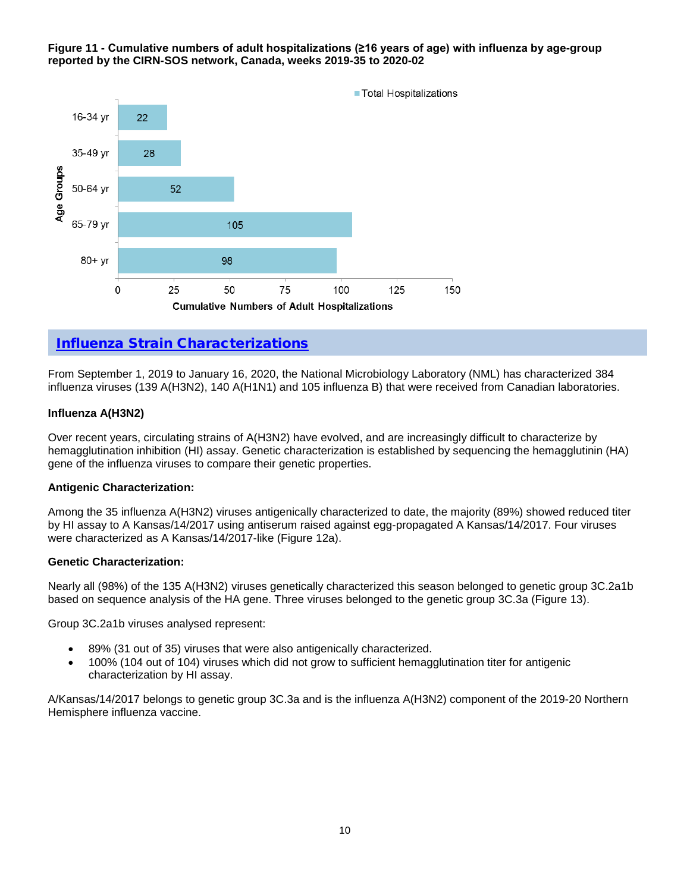**Figure 11 - Cumulative numbers of adult hospitalizations (≥16 years of age) with influenza by age-group reported by the CIRN-SOS network, Canada, weeks 2019-35 to 2020-02**

| Age Groups | Total Hospitalizations |
|---|---|
| 16-34 yr | 22 |
| 35-49 yr | 28 |
| 50-64 yr | 52 |
| 65-79 yr | 105 |
| 80+ yr | 98 |

## Influenza Strain Characterizations

From September 1, 2019 to January 16, 2020, the National Microbiology Laboratory (NML) has characterized 384 influenza viruses (139 A(H3N2), 140 A(H1N1) and 105 influenza B) that were received from Canadian laboratories.

**Influenza A(H3N2)**

Over recent years, circulating strains of A(H3N2) have evolved, and are increasingly difficult to characterize by hemagglutination inhibition (HI) assay. Genetic characterization is established by sequencing the hemagglutinin (HA) gene of the influenza viruses to compare their genetic properties.

**Antigenic Characterization:**

Among the 35 influenza A(H3N2) viruses antigenically characterized to date, the majority (89%) showed reduced titer by HI assay to A Kansas/14/2017 using antiserum raised against egg-propagated A Kansas/14/2017. Four viruses were characterized as A Kansas/14/2017-like (Figure 12a).

**Genetic Characterization:**

Nearly all (98%) of the 135 A(H3N2) viruses genetically characterized this season belonged to genetic group 3C.2a1b based on sequence analysis of the HA gene. Three viruses belonged to the genetic group 3C.3a (Figure 13).

Group 3C.2a1b viruses analysed represent:

- 89% (31 out of 35) viruses that were also antigenically characterized.
- 100% (104 out of 104) viruses which did not grow to sufficient hemagglutination titer for antigenic characterization by HI assay.

A/Kansas/14/2017 belongs to genetic group 3C.3a and is the influenza A(H3N2) component of the 2019-20 Northern Hemisphere influenza vaccine.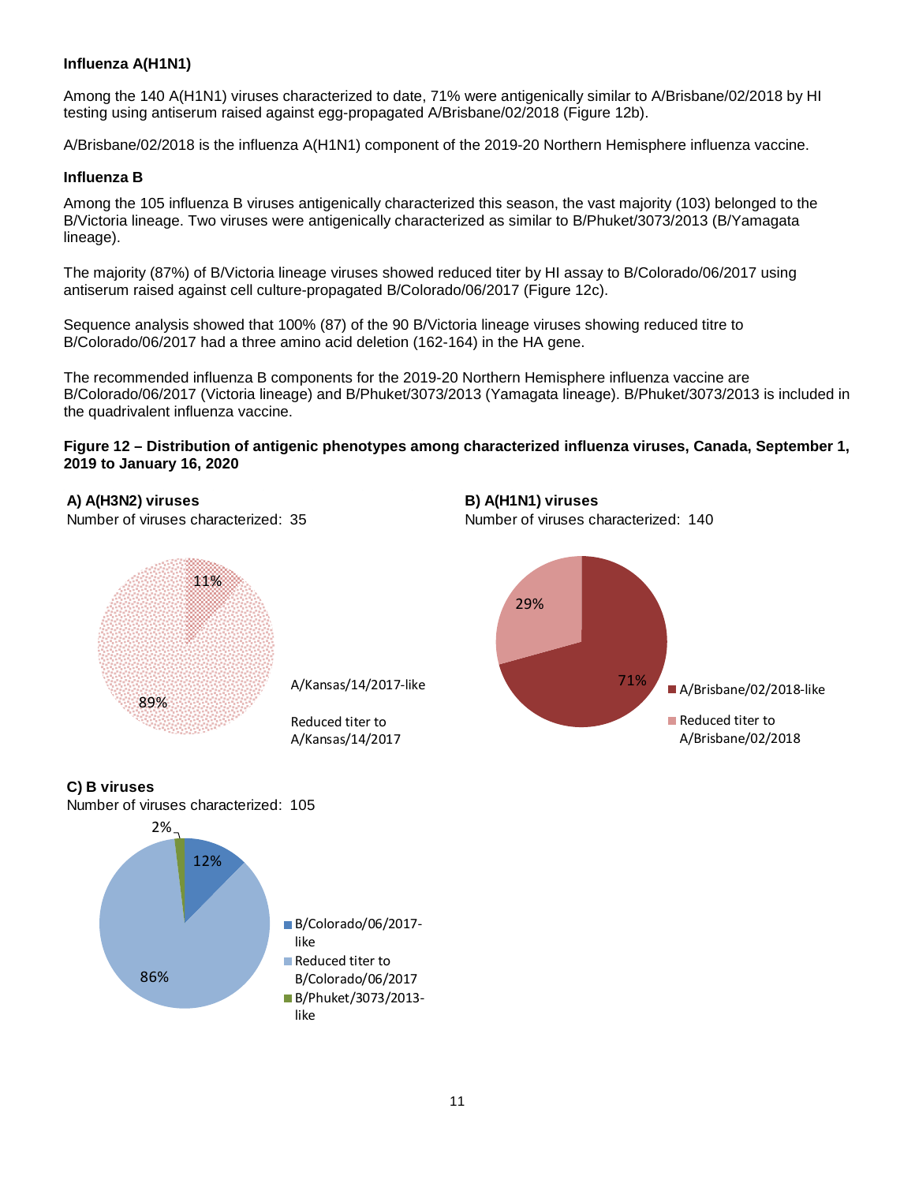**Influenza A(H1N1)**

Among the 140 A(H1N1) viruses characterized to date, 71% were antigenically similar to A/Brisbane/02/2018 by HI testing using antiserum raised against egg-propagated A/Brisbane/02/2018 (Figure 12b).

A/Brisbane/02/2018 is the influenza A(H1N1) component of the 2019-20 Northern Hemisphere influenza vaccine.

**Influenza B**

Among the 105 influenza B viruses antigenically characterized this season, the vast majority (103) belonged to the B/Victoria lineage. Two viruses were antigenically characterized as similar to B/Phuket/3073/2013 (B/Yamagata lineage).

The majority (87%) of B/Victoria lineage viruses showed reduced titer by HI assay to B/Colorado/06/2017 using antiserum raised against cell culture-propagated B/Colorado/06/2017 (Figure 12c).

Sequence analysis showed that 100% (87) of the 90 B/Victoria lineage viruses showing reduced titre to B/Colorado/06/2017 had a three amino acid deletion (162-164) in the HA gene.

The recommended influenza B components for the 2019-20 Northern Hemisphere influenza vaccine are B/Colorado/06/2017 (Victoria lineage) and B/Phuket/3073/2013 (Yamagata lineage). B/Phuket/3073/2013 is included in the quadrivalent influenza vaccine.

**Figure 12 – Distribution of antigenic phenotypes among characterized influenza viruses, Canada, September 1, 2019 to January 16, 2020**

**A) A(H3N2) viruses**
Number of viruses characterized: 35

- A/Kansas/14/2017-like: 11%
- Reduced titer to A/Kansas/14/2017: 89%

**B) A(H1N1) viruses**
Number of viruses characterized: 140

- A/Brisbane/02/2018-like: 71%
- Reduced titer to A/Brisbane/02/2018: 29%

**C) B viruses**
Number of viruses characterized: 105

- B/Colorado/06/2017-like: 12%
- Reduced titer to B/Colorado/06/2017: 86%
- B/Phuket/3073/2013-like: 2%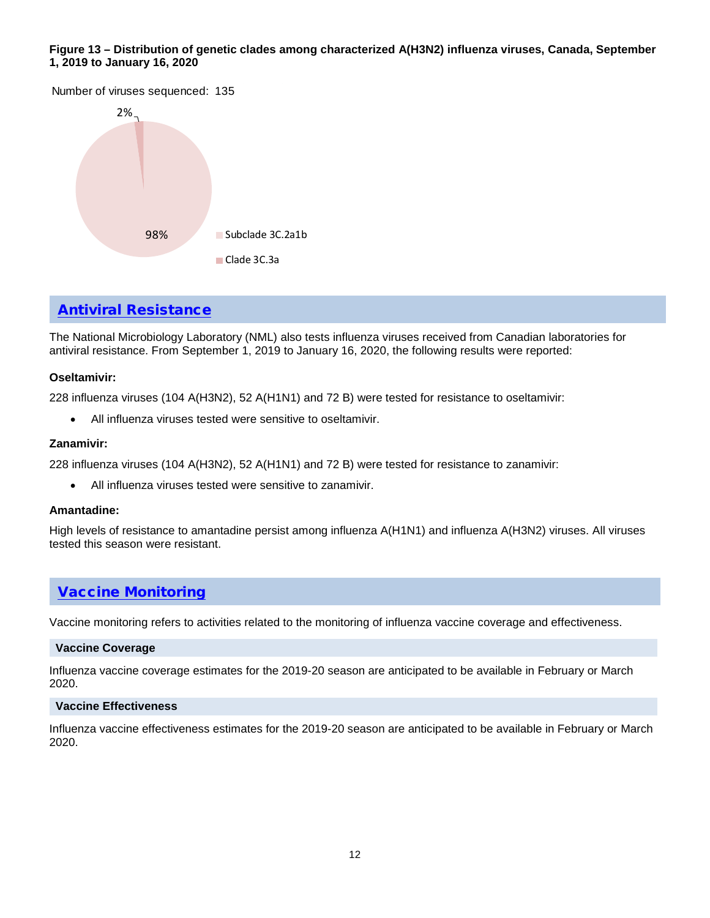**Figure 13 – Distribution of genetic clades among characterized A(H3N2) influenza viruses, Canada, September 1, 2019 to January 16, 2020**

Number of viruses sequenced: 135

2%

98%

Subclade 3C.2a1b

Clade 3C.3a

## Antiviral Resistance

The National Microbiology Laboratory (NML) also tests influenza viruses received from Canadian laboratories for antiviral resistance. From September 1, 2019 to January 16, 2020, the following results were reported:

**Oseltamivir:**

228 influenza viruses (104 A(H3N2), 52 A(H1N1) and 72 B) were tested for resistance to oseltamivir:

- All influenza viruses tested were sensitive to oseltamivir.

**Zanamivir:**

228 influenza viruses (104 A(H3N2), 52 A(H1N1) and 72 B) were tested for resistance to zanamivir:

- All influenza viruses tested were sensitive to zanamivir.

**Amantadine:**

High levels of resistance to amantadine persist among influenza A(H1N1) and influenza A(H3N2) viruses. All viruses tested this season were resistant.

## Vaccine Monitoring

Vaccine monitoring refers to activities related to the monitoring of influenza vaccine coverage and effectiveness.

### Vaccine Coverage

Influenza vaccine coverage estimates for the 2019-20 season are anticipated to be available in February or March 2020.

### Vaccine Effectiveness

Influenza vaccine effectiveness estimates for the 2019-20 season are anticipated to be available in February or March 2020.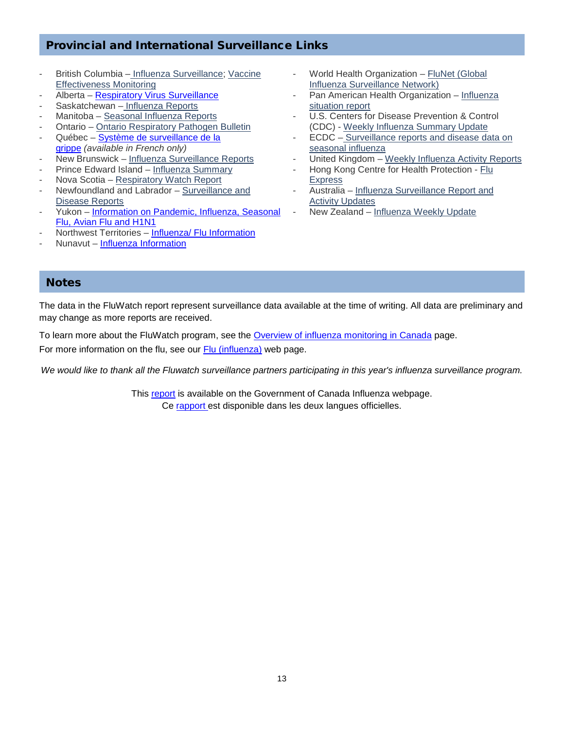## Provincial and International Surveillance Links

- British Columbia – Influenza Surveillance; Vaccine Effectiveness Monitoring
- Alberta – Respiratory Virus Surveillance
- Saskatchewan – Influenza Reports
- Manitoba – Seasonal Influenza Reports
- Ontario – Ontario Respiratory Pathogen Bulletin
- Québec – Système de surveillance de la grippe *(available in French only)*
- New Brunswick – Influenza Surveillance Reports
- Prince Edward Island – Influenza Summary
- Nova Scotia – Respiratory Watch Report
- Newfoundland and Labrador – Surveillance and Disease Reports
- Yukon – Information on Pandemic, Influenza, Seasonal Flu, Avian Flu and H1N1
- Northwest Territories – Influenza/ Flu Information
- Nunavut – Influenza Information
- World Health Organization – FluNet (Global Influenza Surveillance Network)
- Pan American Health Organization – Influenza situation report
- U.S. Centers for Disease Prevention & Control (CDC) - Weekly Influenza Summary Update
- ECDC – Surveillance reports and disease data on seasonal influenza
- United Kingdom – Weekly Influenza Activity Reports
- Hong Kong Centre for Health Protection - Flu Express
- Australia – Influenza Surveillance Report and Activity Updates
- New Zealand – Influenza Weekly Update

## Notes

The data in the FluWatch report represent surveillance data available at the time of writing. All data are preliminary and may change as more reports are received.

To learn more about the FluWatch program, see the Overview of influenza monitoring in Canada page.
For more information on the flu, see our Flu (influenza) web page.

*We would like to thank all the Fluwatch surveillance partners participating in this year's influenza surveillance program.*

This report is available on the Government of Canada Influenza webpage.
Ce rapport est disponible dans les deux langues officielles.